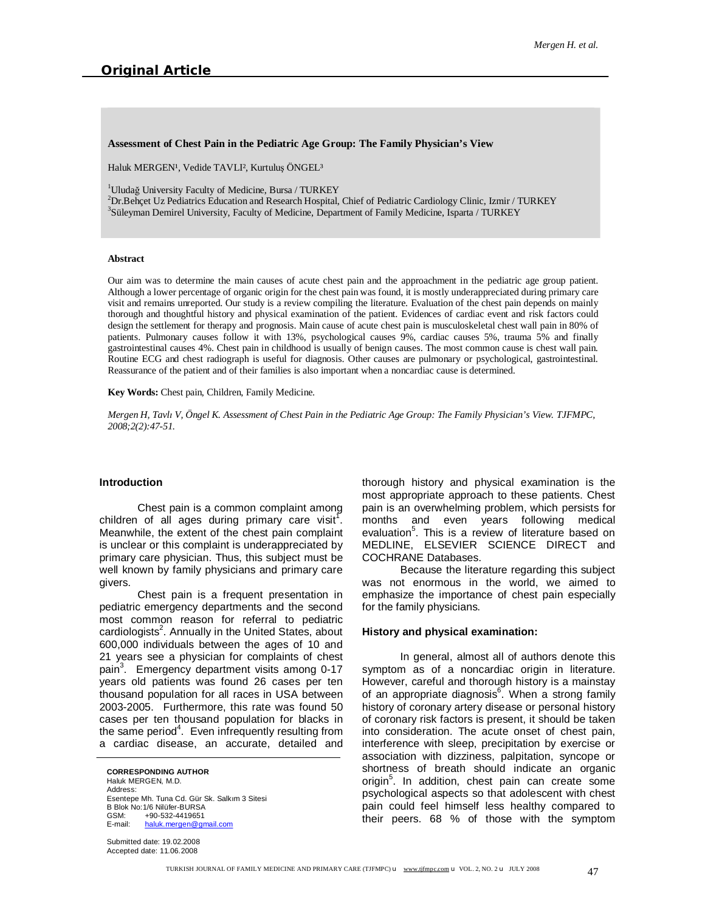## Original Article

**Assessment of Chest Pain in the Pediatric Age Group: The Family Physician's View**

Haluk MERGEN[1], Vedide TAVLI[2], Kurtuluş ÖNGEL[3]

[1]Uludağ University Faculty of Medicine, Bursa / TURKEY
[2]Dr.Behçet Uz Pediatrics Education and Research Hospital, Chief of Pediatric Cardiology Clinic, Izmir / TURKEY
[3]Süleyman Demirel University, Faculty of Medicine, Department of Family Medicine, Isparta / TURKEY

**Abstract**

Our aim was to determine the main causes of acute chest pain and the approachment in the pediatric age group patient. Although a lower percentage of organic origin for the chest pain was found, it is mostly underappreciated during primary care visit and remains unreported. Our study is a review compiling the literature. Evaluation of the chest pain depends on mainly thorough and thoughtful history and physical examination of the patient. Evidences of cardiac event and risk factors could design the settlement for therapy and prognosis. Main cause of acute chest pain is musculoskeletal chest wall pain in 80% of patients. Pulmonary causes follow it with 13%, psychological causes 9%, cardiac causes 5%, trauma 5% and finally gastrointestinal causes 4%. Chest pain in childhood is usually of benign causes. The most common cause is chest wall pain. Routine ECG and chest radiograph is useful for diagnosis. Other causes are pulmonary or psychological, gastrointestinal. Reassurance of the patient and of their families is also important when a noncardiac cause is determined.

**Key Words:** Chest pain, Children, Family Medicine.

*Mergen H, Tavlı V, Öngel K. Assessment of Chest Pain in the Pediatric Age Group: The Family Physician's View. TJFMPC, 2008;2(2):47-51.*

### Introduction

Chest pain is a common complaint among children of all ages during primary care visit[1]. Meanwhile, the extent of the chest pain complaint is unclear or this complaint is underappreciated by primary care physician. Thus, this subject must be well known by family physicians and primary care givers.

Chest pain is a frequent presentation in pediatric emergency departments and the second most common reason for referral to pediatric cardiologists[2]. Annually in the United States, about 600,000 individuals between the ages of 10 and 21 years see a physician for complaints of chest pain[3]. Emergency department visits among 0-17 years old patients was found 26 cases per ten thousand population for all races in USA between 2003-2005. Furthermore, this rate was found 50 cases per ten thousand population for blacks in the same period[4]. Even infrequently resulting from a cardiac disease, an accurate, detailed and thorough history and physical examination is the most appropriate approach to these patients. Chest pain is an overwhelming problem, which persists for months and even years following medical evaluation[5]. This is a review of literature based on MEDLINE, ELSEVIER SCIENCE DIRECT and COCHRANE Databases.

Because the literature regarding this subject was not enormous in the world, we aimed to emphasize the importance of chest pain especially for the family physicians.

**CORRESPONDING AUTHOR**
Haluk MERGEN, M.D.
Address:
Esentepe Mh. Tuna Cd. Gür Sk. Salkım 3 Sitesi
B Blok No:1/6 Nilüfer-BURSA
GSM: +90-532-4419651
E-mail: haluk.mergen@gmail.com

Submitted date: 19.02.2008
Accepted date: 11.06.2008

### History and physical examination:

In general, almost all of authors denote this symptom as of a noncardiac origin in literature. However, careful and thorough history is a mainstay of an appropriate diagnosis[6]. When a strong family history of coronary artery disease or personal history of coronary risk factors is present, it should be taken into consideration. The acute onset of chest pain, interference with sleep, precipitation by exercise or association with dizziness, palpitation, syncope or shortness of breath should indicate an organic origin[5]. In addition, chest pain can create some psychological aspects so that adolescent with chest pain could feel himself less healthy compared to their peers. 68 % of those with the symptom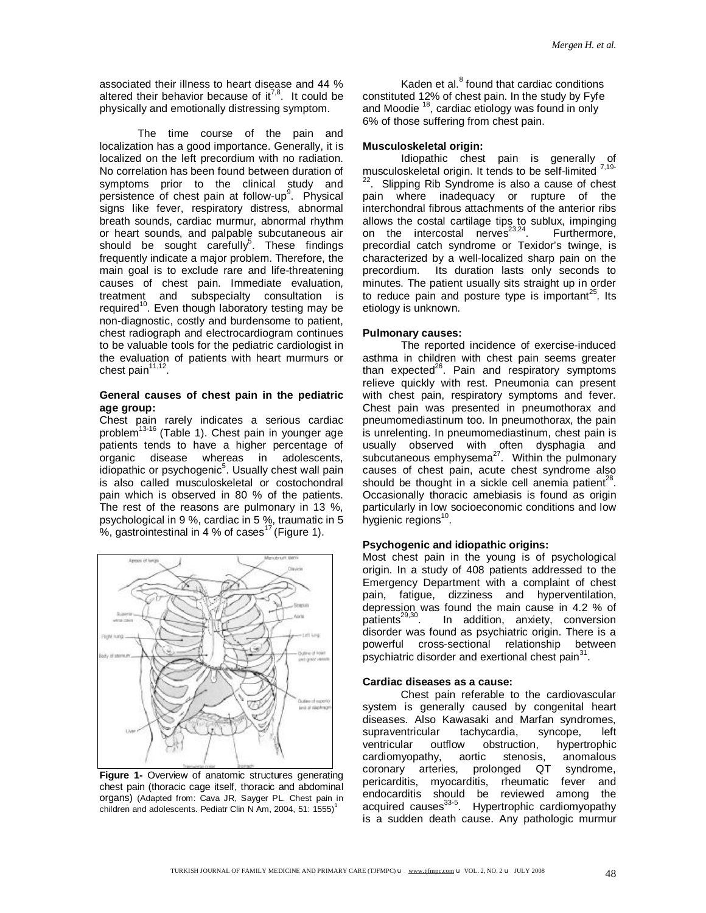associated their illness to heart disease and 44 % altered their behavior because of it[7,8]. It could be physically and emotionally distressing symptom.

The time course of the pain and localization has a good importance. Generally, it is localized on the left precordium with no radiation. No correlation has been found between duration of symptoms prior to the clinical study and persistence of chest pain at follow-up[9]. Physical signs like fever, respiratory distress, abnormal breath sounds, cardiac murmur, abnormal rhythm or heart sounds, and palpable subcutaneous air should be sought carefully[5]. These findings frequently indicate a major problem. Therefore, the main goal is to exclude rare and life-threatening causes of chest pain. Immediate evaluation, treatment and subspecialty consultation is required[10]. Even though laboratory testing may be non-diagnostic, costly and burdensome to patient, chest radiograph and electrocardiogram continues to be valuable tools for the pediatric cardiologist in the evaluation of patients with heart murmurs or chest pain[11,12].

**General causes of chest pain in the pediatric age group:**

Chest pain rarely indicates a serious cardiac problem[13-16] (Table 1). Chest pain in younger age patients tends to have a higher percentage of organic disease whereas in adolescents, idiopathic or psychogenic[5]. Usually chest wall pain is also called musculoskeletal or costochondral pain which is observed in 80 % of the patients. The rest of the reasons are pulmonary in 13 %, psychological in 9 %, cardiac in 5 %, traumatic in 5 %, gastrointestinal in 4 % of cases[17] (Figure 1).

Apices of lungs
Manubrium sterni
Clavicle
Scapula
Superior vena cava
Aorta
Right lung
Left lung
Body of sternum
Outline of heart and great vessels
Outline of superior limit of diaphragm
Liver
Transverse colon
Stomach

**Figure 1-** Overview of anatomic structures generating chest pain (thoracic cage itself, thoracic and abdominal organs) (Adapted from: Cava JR, Sayger PL. Chest pain in children and adolescents. Pediatr Clin N Am, 2004, 51: 1555)[1]

Kaden et al.[8] found that cardiac conditions constituted 12% of chest pain. In the study by Fyfe and Moodie [18], cardiac etiology was found in only 6% of those suffering from chest pain.

**Musculoskeletal origin:**

Idiopathic chest pain is generally of musculoskeletal origin. It tends to be self-limited [7,19-22]. Slipping Rib Syndrome is also a cause of chest pain where inadequacy or rupture of the interchondral fibrous attachments of the anterior ribs allows the costal cartilage tips to sublux, impinging on the intercostal nerves[23,24]. Furthermore, precordial catch syndrome or Texidor's twinge, is characterized by a well-localized sharp pain on the precordium. Its duration lasts only seconds to minutes. The patient usually sits straight up in order to reduce pain and posture type is important[25]. Its etiology is unknown.

**Pulmonary causes:**

The reported incidence of exercise-induced asthma in children with chest pain seems greater than expected[26]. Pain and respiratory symptoms relieve quickly with rest. Pneumonia can present with chest pain, respiratory symptoms and fever. Chest pain was presented in pneumothorax and pneumomediastinum too. In pneumothorax, the pain is unrelenting. In pneumomediastinum, chest pain is usually observed with often dysphagia and subcutaneous emphysema[27]. Within the pulmonary causes of chest pain, acute chest syndrome also should be thought in a sickle cell anemia patient[28]. Occasionally thoracic amebiasis is found as origin particularly in low socioeconomic conditions and low hygienic regions[10].

**Psychogenic and idiopathic origins:**

Most chest pain in the young is of psychological origin. In a study of 408 patients addressed to the Emergency Department with a complaint of chest pain, fatigue, dizziness and hyperventilation, depression was found the main cause in 4.2 % of patients[29,30]. In addition, anxiety, conversion disorder was found as psychiatric origin. There is a powerful cross-sectional relationship between psychiatric disorder and exertional chest pain[31].

**Cardiac diseases as a cause:**

Chest pain referable to the cardiovascular system is generally caused by congenital heart diseases. Also Kawasaki and Marfan syndromes, supraventricular tachycardia, syncope, left ventricular outflow obstruction, hypertrophic cardiomyopathy, aortic stenosis, anomalous coronary arteries, prolonged QT syndrome, pericarditis, myocarditis, rheumatic fever and endocarditis should be reviewed among the acquired causes[33-5]. Hypertrophic cardiomyopathy is a sudden death cause. Any pathologic murmur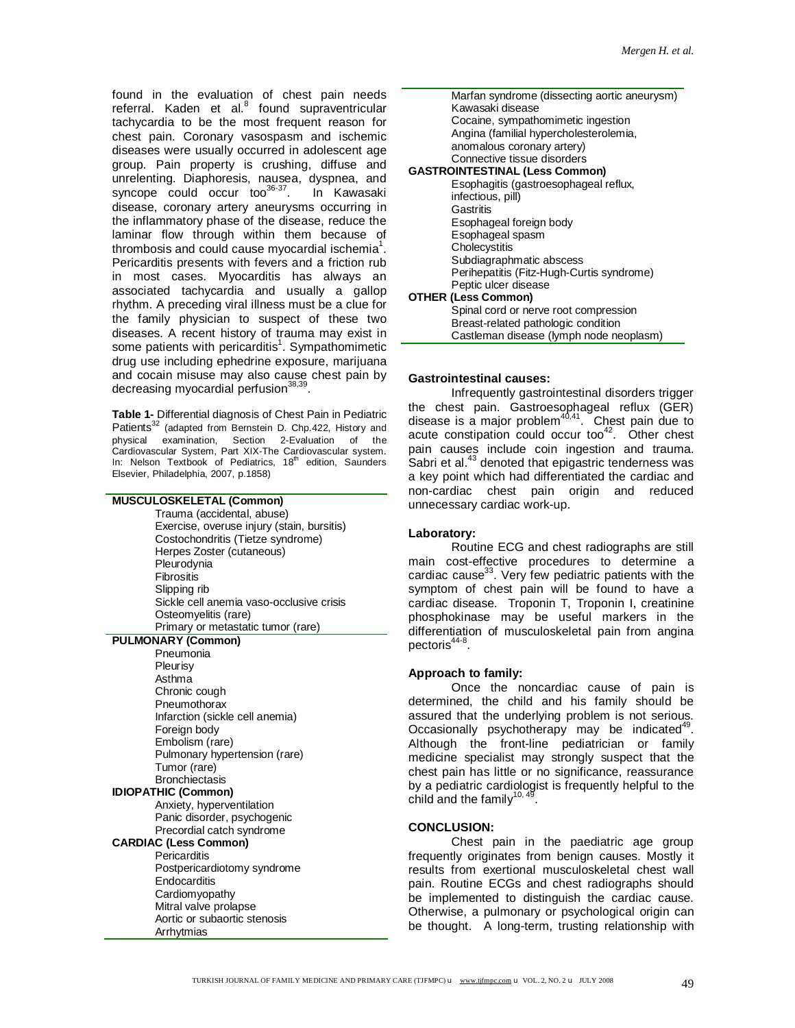found in the evaluation of chest pain needs referral. Kaden et al.[8] found supraventricular tachycardia to be the most frequent reason for chest pain. Coronary vasospasm and ischemic diseases were usually occurred in adolescent age group. Pain property is crushing, diffuse and unrelenting. Diaphoresis, nausea, dyspnea, and syncope could occur too[36-37]. In Kawasaki disease, coronary artery aneurysms occurring in the inflammatory phase of the disease, reduce the laminar flow through within them because of thrombosis and could cause myocardial ischemia[1]. Pericarditis presents with fevers and a friction rub in most cases. Myocarditis has always an associated tachycardia and usually a gallop rhythm. A preceding viral illness must be a clue for the family physician to suspect of these two diseases. A recent history of trauma may exist in some patients with pericarditis[1]. Sympathomimetic drug use including ephedrine exposure, marijuana and cocain misuse may also cause chest pain by decreasing myocardial perfusion[38,39].

**Table 1-** Differential diagnosis of Chest Pain in Pediatric Patients[32] (adapted from Bernstein D. Chp.422, History and physical examination, Section 2-Evaluation of the Cardiovascular System, Part XIX-The Cardiovascular system. In: Nelson Textbook of Pediatrics, 18th edition, Saunders Elsevier, Philadelphia, 2007, p.1858)

| |
|---|
| **MUSCULOSKELETAL (Common)** |
| Trauma (accidental, abuse) |
| Exercise, overuse injury (stain, bursitis) |
| Costochondritis (Tietze syndrome) |
| Herpes Zoster (cutaneous) |
| Pleurodynia |
| Fibrositis |
| Slipping rib |
| Sickle cell anemia vaso-occlusive crisis |
| Osteomyelitis (rare) |
| Primary or metastatic tumor (rare) |
| **PULMONARY (Common)** |
| Pneumonia |
| Pleurisy |
| Asthma |
| Chronic cough |
| Pneumothorax |
| Infarction (sickle cell anemia) |
| Foreign body |
| Embolism (rare) |
| Pulmonary hypertension (rare) |
| Tumor (rare) |
| Bronchiectasis |
| **IDIOPATHIC (Common)** |
| Anxiety, hyperventilation |
| Panic disorder, psychogenic |
| Precordial catch syndrome |
| **CARDIAC (Less Common)** |
| Pericarditis |
| Postpericardiotomy syndrome |
| Endocarditis |
| Cardiomyopathy |
| Mitral valve prolapse |
| Aortic or subaortic stenosis |
| Arrhytmias |
| Marfan syndrome (dissecting aortic aneurysm) |
| Kawasaki disease |
| Cocaine, sympathomimetic ingestion |
| Angina (familial hypercholesterolemia, anomalous coronary artery) |
| Connective tissue disorders |
| **GASTROINTESTINAL (Less Common)** |
| Esophagitis (gastroesophageal reflux, infectious, pill) |
| Gastritis |
| Esophageal foreign body |
| Esophageal spasm |
| Cholecystitis |
| Subdiagraphmatic abscess |
| Perihepatitis (Fitz-Hugh-Curtis syndrome) |
| Peptic ulcer disease |
| **OTHER (Less Common)** |
| Spinal cord or nerve root compression |
| Breast-related pathologic condition |
| Castleman disease (lymph node neoplasm) |

**Gastrointestinal causes:**

Infrequently gastrointestinal disorders trigger the chest pain. Gastroesophageal reflux (GER) disease is a major problem[40,41]. Chest pain due to acute constipation could occur too[42]. Other chest pain causes include coin ingestion and trauma. Sabri et al.[43] denoted that epigastric tenderness was a key point which had differentiated the cardiac and non-cardiac chest pain origin and reduced unnecessary cardiac work-up.

**Laboratory:**

Routine ECG and chest radiographs are still main cost-effective procedures to determine a cardiac cause[33]. Very few pediatric patients with the symptom of chest pain will be found to have a cardiac disease. Troponin T, Troponin I, creatinine phosphokinase may be useful markers in the differentiation of musculoskeletal pain from angina pectoris[44-8].

**Approach to family:**

Once the noncardiac cause of pain is determined, the child and his family should be assured that the underlying problem is not serious. Occasionally psychotherapy may be indicated[49]. Although the front-line pediatrician or family medicine specialist may strongly suspect that the chest pain has little or no significance, reassurance by a pediatric cardiologist is frequently helpful to the child and the family[10, 49].

**CONCLUSION:**

Chest pain in the paediatric age group frequently originates from benign causes. Mostly it results from exertional musculoskeletal chest wall pain. Routine ECGs and chest radiographs should be implemented to distinguish the cardiac cause. Otherwise, a pulmonary or psychological origin can be thought. A long-term, trusting relationship with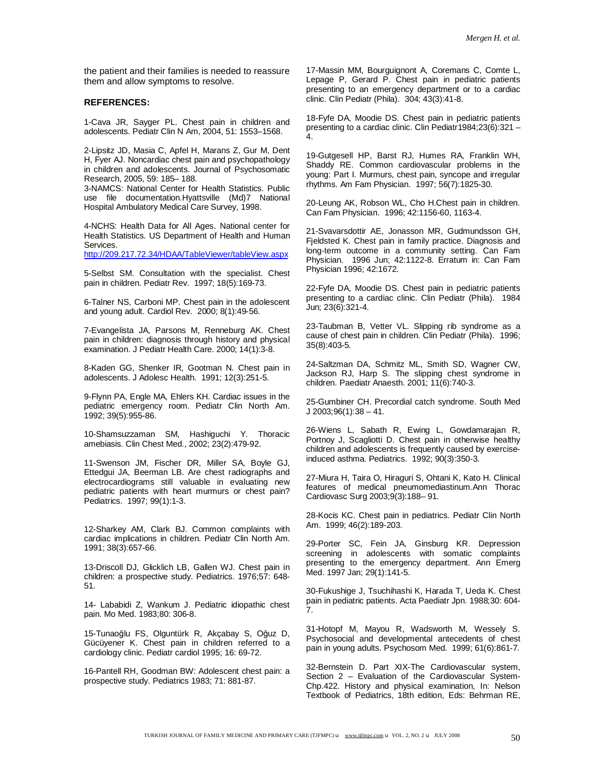the patient and their families is needed to reassure them and allow symptoms to resolve.

**REFERENCES:**

1-Cava JR, Sayger PL. Chest pain in children and adolescents. Pediatr Clin N Am, 2004, 51: 1553–1568.

2-Lipsitz JD, Masia C, Apfel H, Marans Z, Gur M, Dent H, Fyer AJ. Noncardiac chest pain and psychopathology in children and adolescents. Journal of Psychosomatic Research, 2005, 59: 185– 188.

3-NAMCS: National Center for Health Statistics. Public use file documentation.Hyattsville (Md)7 National Hospital Ambulatory Medical Care Survey, 1998.

4-NCHS: Health Data for All Ages. National center for Health Statistics. US Department of Health and Human Services. http://209.217.72.34/HDAA/TableViewer/tableView.aspx

5-Selbst SM. Consultation with the specialist. Chest pain in children. Pediatr Rev. 1997; 18(5):169-73.

6-Talner NS, Carboni MP. Chest pain in the adolescent and young adult. Cardiol Rev. 2000; 8(1):49-56.

7-Evangelista JA, Parsons M, Renneburg AK. Chest pain in children: diagnosis through history and physical examination. J Pediatr Health Care. 2000; 14(1):3-8.

8-Kaden GG, Shenker IR, Gootman N. Chest pain in adolescents. J Adolesc Health. 1991; 12(3):251-5.

9-Flynn PA, Engle MA, Ehlers KH. Cardiac issues in the pediatric emergency room. Pediatr Clin North Am. 1992; 39(5):955-86.

10-Shamsuzzaman SM, Hashiguchi Y. Thoracic amebiasis. Clin Chest Med., 2002; 23(2):479-92.

11-Swenson JM, Fischer DR, Miller SA, Boyle GJ, Ettedgui JA, Beerman LB. Are chest radiographs and electrocardiograms still valuable in evaluating new pediatric patients with heart murmurs or chest pain? Pediatrics. 1997; 99(1):1-3.

12-Sharkey AM, Clark BJ. Common complaints with cardiac implications in children. Pediatr Clin North Am. 1991; 38(3):657-66.

13-Driscoll DJ, Glicklich LB, Gallen WJ. Chest pain in children: a prospective study. Pediatrics. 1976;57: 648-51.

14- Lababidi Z, Wankum J. Pediatric idiopathic chest pain. Mo Med. 1983;80: 306-8.

15-Tunaoğlu FS, Olguntürk R, Akçabay S, Oğuz D, Gücüyener K. Chest pain in children referred to a cardiology clinic. Pediatr cardiol 1995; 16: 69-72.

16-Pantell RH, Goodman BW: Adolescent chest pain: a prospective study. Pediatrics 1983; 71: 881-87.

17-Massin MM, Bourguignont A, Coremans C, Comte L, Lepage P, Gerard P. Chest pain in pediatric patients presenting to an emergency department or to a cardiac clinic. Clin Pediatr (Phila). 304; 43(3):41-8.

18-Fyfe DA, Moodie DS. Chest pain in pediatric patients presenting to a cardiac clinic. Clin Pediatr1984;23(6):321 – 4.

19-Gutgesell HP, Barst RJ, Humes RA, Franklin WH, Shaddy RE. Common cardiovascular problems in the young: Part I. Murmurs, chest pain, syncope and irregular rhythms. Am Fam Physician. 1997; 56(7):1825-30.

20-Leung AK, Robson WL, Cho H.Chest pain in children. Can Fam Physician. 1996; 42:1156-60, 1163-4.

21-Svavarsdottir AE, Jonasson MR, Gudmundsson GH, Fjeldsted K. Chest pain in family practice. Diagnosis and long-term outcome in a community setting. Can Fam Physician. 1996 Jun; 42:1122-8. Erratum in: Can Fam Physician 1996; 42:1672.

22-Fyfe DA, Moodie DS. Chest pain in pediatric patients presenting to a cardiac clinic. Clin Pediatr (Phila). 1984 Jun; 23(6):321-4.

23-Taubman B, Vetter VL. Slipping rib syndrome as a cause of chest pain in children. Clin Pediatr (Phila). 1996; 35(8):403-5.

24-Saltzman DA, Schmitz ML, Smith SD, Wagner CW, Jackson RJ, Harp S. The slipping chest syndrome in children. Paediatr Anaesth. 2001; 11(6):740-3.

25-Gumbiner CH. Precordial catch syndrome. South Med J 2003;96(1):38 – 41.

26-Wiens L, Sabath R, Ewing L, Gowdamarajan R, Portnoy J, Scagliotti D. Chest pain in otherwise healthy children and adolescents is frequently caused by exercise-induced asthma. Pediatrics. 1992; 90(3):350-3.

27-Miura H, Taira O, Hiraguri S, Ohtani K, Kato H. Clinical features of medical pneumomediastinum.Ann Thorac Cardiovasc Surg 2003;9(3):188– 91.

28-Kocis KC. Chest pain in pediatrics. Pediatr Clin North Am. 1999; 46(2):189-203.

29-Porter SC, Fein JA, Ginsburg KR. Depression screening in adolescents with somatic complaints presenting to the emergency department. Ann Emerg Med. 1997 Jan; 29(1):141-5.

30-Fukushige J, Tsuchihashi K, Harada T, Ueda K. Chest pain in pediatric patients. Acta Paediatr Jpn. 1988;30: 604-7.

31-Hotopf M, Mayou R, Wadsworth M, Wessely S. Psychosocial and developmental antecedents of chest pain in young adults. Psychosom Med. 1999; 61(6):861-7.

32-Bernstein D. Part XIX-The Cardiovascular system, Section 2 – Evaluation of the Cardiovascular System-Chp.422. History and physical examination, In: Nelson Textbook of Pediatrics, 18th edition, Eds: Behrman RE,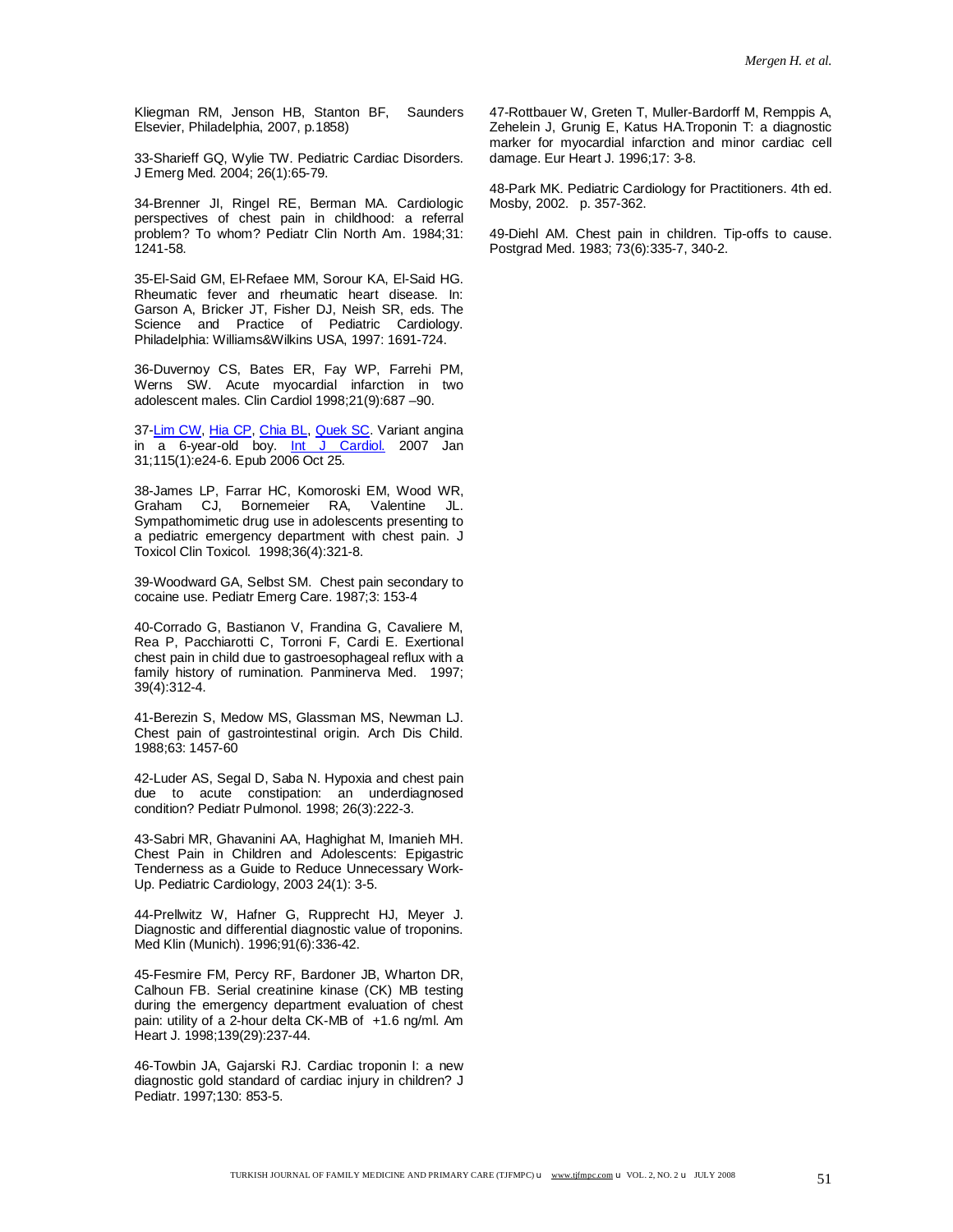Kliegman RM, Jenson HB, Stanton BF, Saunders Elsevier, Philadelphia, 2007, p.1858)

33-Sharieff GQ, Wylie TW. Pediatric Cardiac Disorders. J Emerg Med. 2004; 26(1):65-79.

34-Brenner JI, Ringel RE, Berman MA. Cardiologic perspectives of chest pain in childhood: a referral problem? To whom? Pediatr Clin North Am. 1984;31: 1241-58.

35-El-Said GM, El-Refaee MM, Sorour KA, El-Said HG. Rheumatic fever and rheumatic heart disease. In: Garson A, Bricker JT, Fisher DJ, Neish SR, eds. The Science and Practice of Pediatric Cardiology. Philadelphia: Williams&Wilkins USA, 1997: 1691-724.

36-Duvernoy CS, Bates ER, Fay WP, Farrehi PM, Werns SW. Acute myocardial infarction in two adolescent males. Clin Cardiol 1998;21(9):687 –90.

37-Lim CW, Hia CP, Chia BL, Quek SC. Variant angina in a 6-year-old boy. Int J Cardiol. 2007 Jan 31;115(1):e24-6. Epub 2006 Oct 25.

38-James LP, Farrar HC, Komoroski EM, Wood WR, Graham CJ, Bornemeier RA, Valentine JL. Sympathomimetic drug use in adolescents presenting to a pediatric emergency department with chest pain. J Toxicol Clin Toxicol. 1998;36(4):321-8.

39-Woodward GA, Selbst SM. Chest pain secondary to cocaine use. Pediatr Emerg Care. 1987;3: 153-4

40-Corrado G, Bastianon V, Frandina G, Cavaliere M, Rea P, Pacchiarotti C, Torroni F, Cardi E. Exertional chest pain in child due to gastroesophageal reflux with a family history of rumination. Panminerva Med. 1997; 39(4):312-4.

41-Berezin S, Medow MS, Glassman MS, Newman LJ. Chest pain of gastrointestinal origin. Arch Dis Child. 1988;63: 1457-60

42-Luder AS, Segal D, Saba N. Hypoxia and chest pain due to acute constipation: an underdiagnosed condition? Pediatr Pulmonol. 1998; 26(3):222-3.

43-Sabri MR, Ghavanini AA, Haghighat M, Imanieh MH. Chest Pain in Children and Adolescents: Epigastric Tenderness as a Guide to Reduce Unnecessary Work-Up. Pediatric Cardiology, 2003 24(1): 3-5.

44-Prellwitz W, Hafner G, Rupprecht HJ, Meyer J. Diagnostic and differential diagnostic value of troponins. Med Klin (Munich). 1996;91(6):336-42.

45-Fesmire FM, Percy RF, Bardoner JB, Wharton DR, Calhoun FB. Serial creatinine kinase (CK) MB testing during the emergency department evaluation of chest pain: utility of a 2-hour delta CK-MB of +1.6 ng/ml. Am Heart J. 1998;139(29):237-44.

46-Towbin JA, Gajarski RJ. Cardiac troponin I: a new diagnostic gold standard of cardiac injury in children? J Pediatr. 1997;130: 853-5.

47-Rottbauer W, Greten T, Muller-Bardorff M, Remppis A, Zehelein J, Grunig E, Katus HA.Troponin T: a diagnostic marker for myocardial infarction and minor cardiac cell damage. Eur Heart J. 1996;17: 3-8.

48-Park MK. Pediatric Cardiology for Practitioners. 4th ed. Mosby, 2002. p. 357-362.

49-Diehl AM. Chest pain in children. Tip-offs to cause. Postgrad Med. 1983; 73(6):335-7, 340-2.